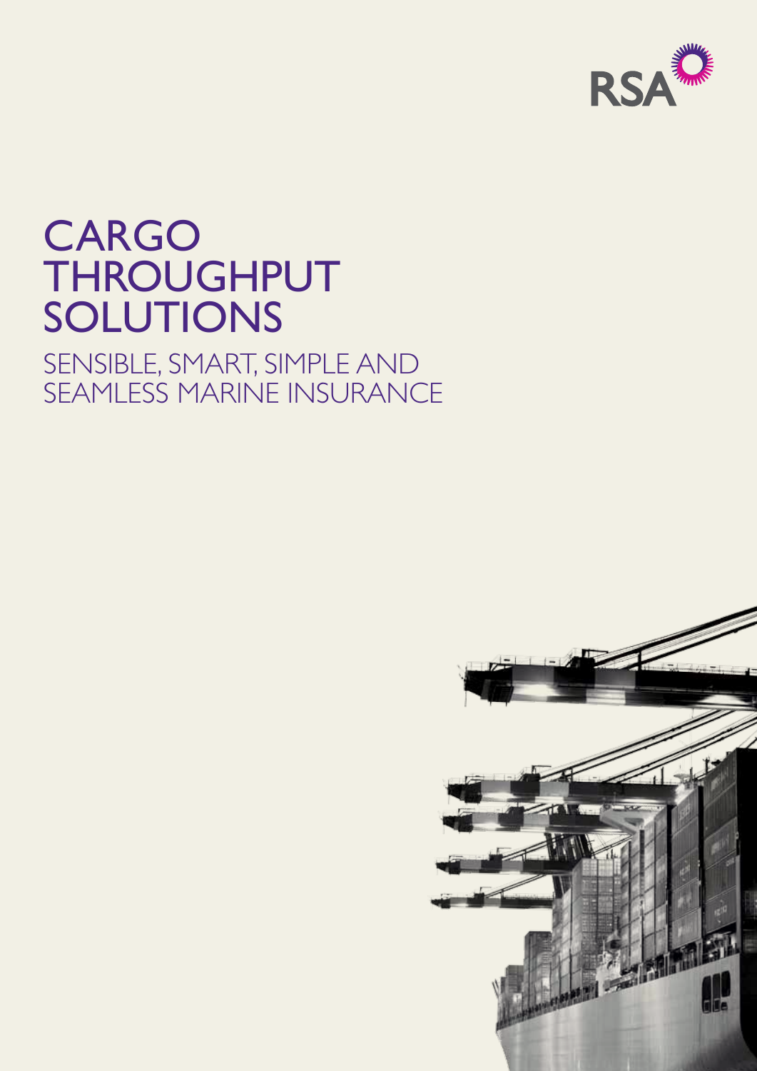RSA

# CARGO THROUGHPUT SOLUTIONS

## SENSIBLE, SMART, SIMPLE AND SEAMLESS MARINE INSURANCE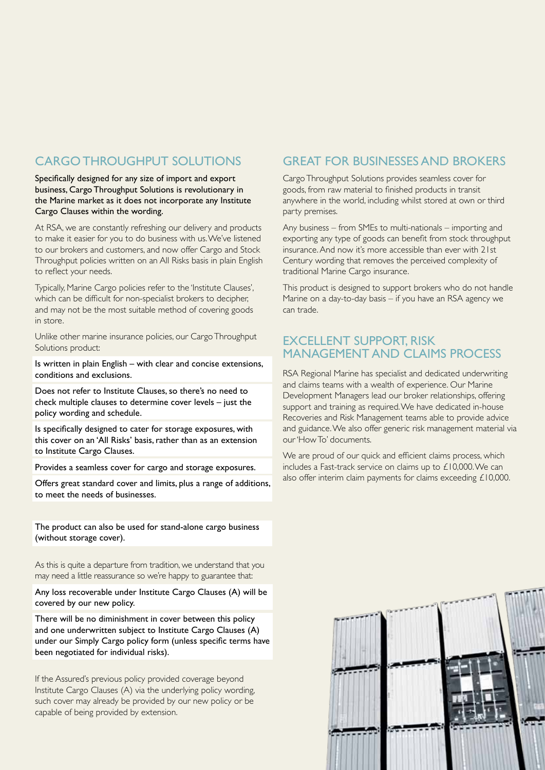## CARGO THROUGHPUT SOLUTIONS

**Specifically designed for any size of import and export business, Cargo Throughput Solutions is revolutionary in the Marine market as it does not incorporate any Institute Cargo Clauses within the wording.**

At RSA, we are constantly refreshing our delivery and products to make it easier for you to do business with us. We've listened to our brokers and customers, and now offer Cargo and Stock Throughput policies written on an All Risks basis in plain English to reflect your needs.

Typically, Marine Cargo policies refer to the 'Institute Clauses', which can be difficult for non-specialist brokers to decipher, and may not be the most suitable method of covering goods in store.

Unlike other marine insurance policies, our Cargo Throughput Solutions product:

- Is written in plain English – with clear and concise extensions, conditions and exclusions.
- Does not refer to Institute Clauses, so there's no need to check multiple clauses to determine cover levels – just the policy wording and schedule.
- Is specifically designed to cater for storage exposures, with this cover on an 'All Risks' basis, rather than as an extension to Institute Cargo Clauses.
- Provides a seamless cover for cargo and storage exposures.
- Offers great standard cover and limits, plus a range of additions, to meet the needs of businesses.

The product can also be used for stand-alone cargo business (without storage cover).

As this is quite a departure from tradition, we understand that you may need a little reassurance so we're happy to guarantee that:

- Any loss recoverable under Institute Cargo Clauses (A) will be covered by our new policy.
- There will be no diminishment in cover between this policy and one underwritten subject to Institute Cargo Clauses (A) under our Simply Cargo policy form (unless specific terms have been negotiated for individual risks).

If the Assured's previous policy provided coverage beyond Institute Cargo Clauses (A) via the underlying policy wording, such cover may already be provided by our new policy or be capable of being provided by extension.

## GREAT FOR BUSINESSES AND BROKERS

Cargo Throughput Solutions provides seamless cover for goods, from raw material to finished products in transit anywhere in the world, including whilst stored at own or third party premises.

Any business – from SMEs to multi-nationals – importing and exporting any type of goods can benefit from stock throughput insurance. And now it's more accessible than ever with 21st Century wording that removes the perceived complexity of traditional Marine Cargo insurance.

This product is designed to support brokers who do not handle Marine on a day-to-day basis – if you have an RSA agency we can trade.

## EXCELLENT SUPPORT, RISK MANAGEMENT AND CLAIMS PROCESS

RSA Regional Marine has specialist and dedicated underwriting and claims teams with a wealth of experience. Our Marine Development Managers lead our broker relationships, offering support and training as required. We have dedicated in-house Recoveries and Risk Management teams able to provide advice and guidance. We also offer generic risk management material via our 'How To' documents.

We are proud of our quick and efficient claims process, which includes a Fast-track service on claims up to £10,000. We can also offer interim claim payments for claims exceeding £10,000.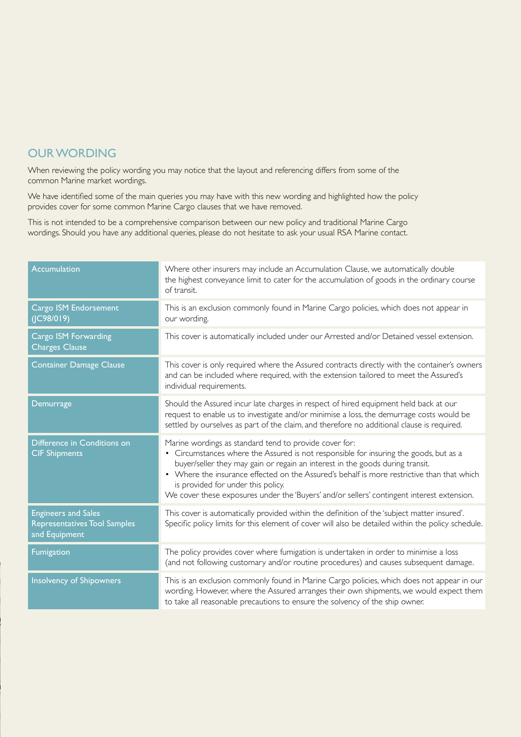## OUR WORDING

When reviewing the policy wording you may notice that the layout and referencing differs from some of the common Marine market wordings.

We have identified some of the main queries you may have with this new wording and highlighted how the policy provides cover for some common Marine Cargo clauses that we have removed.

This is not intended to be a comprehensive comparison between our new policy and traditional Marine Cargo wordings. Should you have any additional queries, please do not hesitate to ask your usual RSA Marine contact.

| | |
|---|---|
| Accumulation | Where other insurers may include an Accumulation Clause, we automatically double the highest conveyance limit to cater for the accumulation of goods in the ordinary course of transit. |
| Cargo ISM Endorsement (JC98/019) | This is an exclusion commonly found in Marine Cargo policies, which does not appear in our wording. |
| Cargo ISM Forwarding Charges Clause | This cover is automatically included under our Arrested and/or Detained vessel extension. |
| Container Damage Clause | This cover is only required where the Assured contracts directly with the container's owners and can be included where required, with the extension tailored to meet the Assured's individual requirements. |
| Demurrage | Should the Assured incur late charges in respect of hired equipment held back at our request to enable us to investigate and/or minimise a loss, the demurrage costs would be settled by ourselves as part of the claim, and therefore no additional clause is required. |
| Difference in Conditions on CIF Shipments | Marine wordings as standard tend to provide cover for:<br>• Circumstances where the Assured is not responsible for insuring the goods, but as a buyer/seller they may gain or regain an interest in the goods during transit.<br>• Where the insurance effected on the Assured's behalf is more restrictive than that which is provided for under this policy.<br>We cover these exposures under the 'Buyers' and/or sellers' contingent interest extension. |
| Engineers and Sales Representatives Tool Samples and Equipment | This cover is automatically provided within the definition of the 'subject matter insured'. Specific policy limits for this element of cover will also be detailed within the policy schedule. |
| Fumigation | The policy provides cover where fumigation is undertaken in order to minimise a loss (and not following customary and/or routine procedures) and causes subsequent damage. |
| Insolvency of Shipowners | This is an exclusion commonly found in Marine Cargo policies, which does not appear in our wording. However, where the Assured arranges their own shipments, we would expect them to take all reasonable precautions to ensure the solvency of the ship owner. |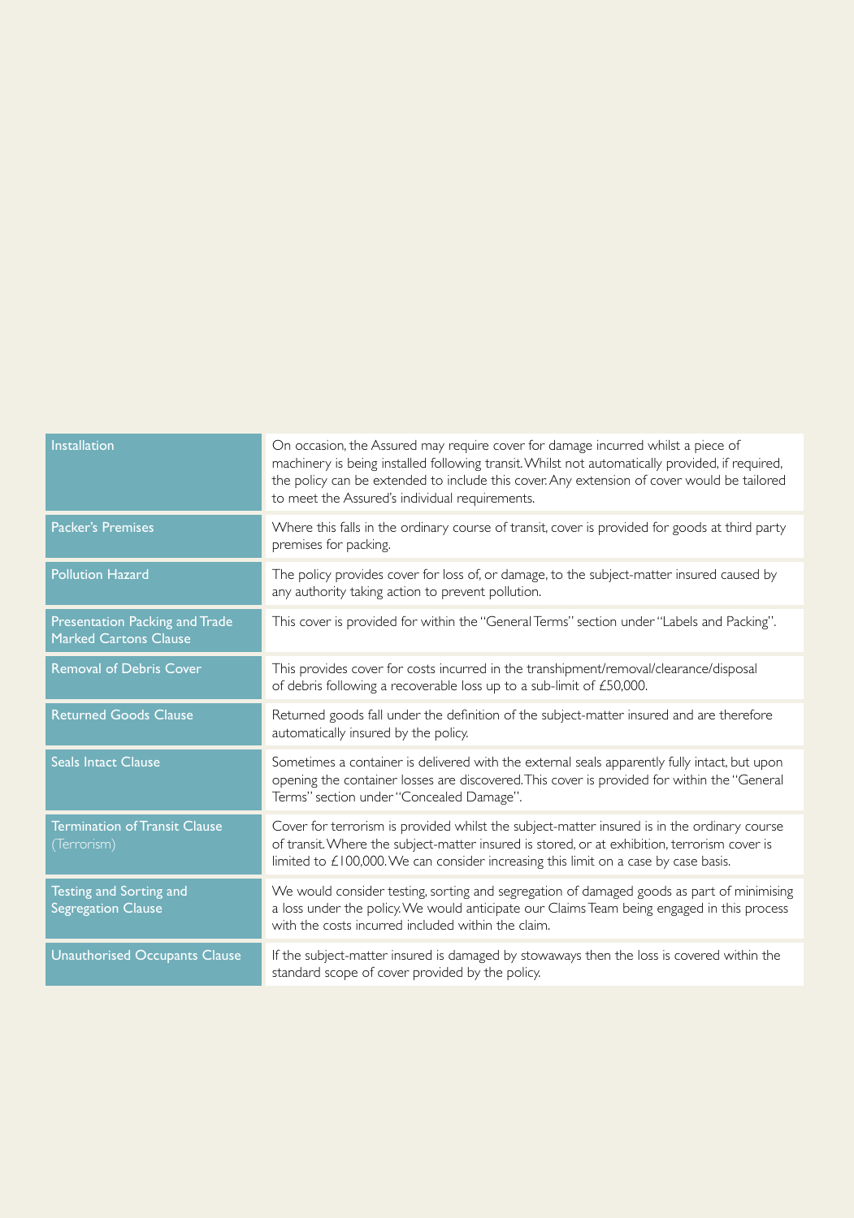| | |
|---|---|
| Installation | On occasion, the Assured may require cover for damage incurred whilst a piece of machinery is being installed following transit. Whilst not automatically provided, if required, the policy can be extended to include this cover. Any extension of cover would be tailored to meet the Assured's individual requirements. |
| Packer's Premises | Where this falls in the ordinary course of transit, cover is provided for goods at third party premises for packing. |
| Pollution Hazard | The policy provides cover for loss of, or damage, to the subject-matter insured caused by any authority taking action to prevent pollution. |
| Presentation Packing and Trade Marked Cartons Clause | This cover is provided for within the "General Terms" section under "Labels and Packing". |
| Removal of Debris Cover | This provides cover for costs incurred in the transhipment/removal/clearance/disposal of debris following a recoverable loss up to a sub-limit of £50,000. |
| Returned Goods Clause | Returned goods fall under the definition of the subject-matter insured and are therefore automatically insured by the policy. |
| Seals Intact Clause | Sometimes a container is delivered with the external seals apparently fully intact, but upon opening the container losses are discovered. This cover is provided for within the "General Terms" section under "Concealed Damage". |
| Termination of Transit Clause (Terrorism) | Cover for terrorism is provided whilst the subject-matter insured is in the ordinary course of transit. Where the subject-matter insured is stored, or at exhibition, terrorism cover is limited to £100,000. We can consider increasing this limit on a case by case basis. |
| Testing and Sorting and Segregation Clause | We would consider testing, sorting and segregation of damaged goods as part of minimising a loss under the policy. We would anticipate our Claims Team being engaged in this process with the costs incurred included within the claim. |
| Unauthorised Occupants Clause | If the subject-matter insured is damaged by stowaways then the loss is covered within the standard scope of cover provided by the policy. |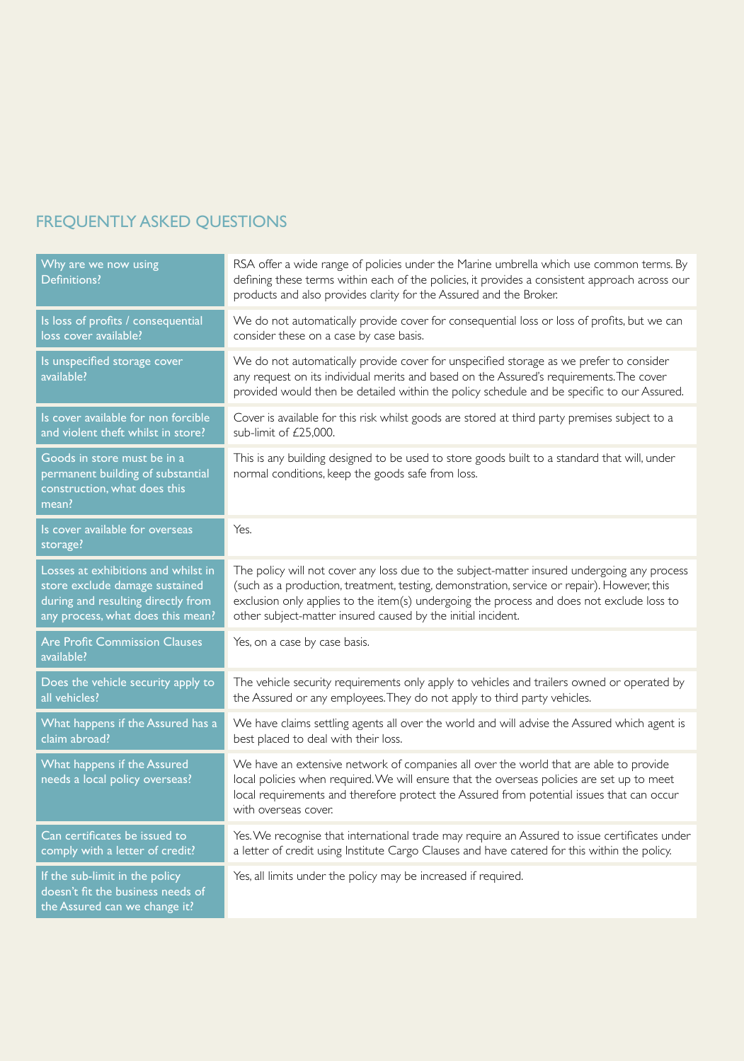## FREQUENTLY ASKED QUESTIONS

| Question | Answer |
|---|---|
| Why are we now using Definitions? | RSA offer a wide range of policies under the Marine umbrella which use common terms. By defining these terms within each of the policies, it provides a consistent approach across our products and also provides clarity for the Assured and the Broker. |
| Is loss of profits / consequential loss cover available? | We do not automatically provide cover for consequential loss or loss of profits, but we can consider these on a case by case basis. |
| Is unspecified storage cover available? | We do not automatically provide cover for unspecified storage as we prefer to consider any request on its individual merits and based on the Assured's requirements. The cover provided would then be detailed within the policy schedule and be specific to our Assured. |
| Is cover available for non forcible and violent theft whilst in store? | Cover is available for this risk whilst goods are stored at third party premises subject to a sub-limit of £25,000. |
| Goods in store must be in a permanent building of substantial construction, what does this mean? | This is any building designed to be used to store goods built to a standard that will, under normal conditions, keep the goods safe from loss. |
| Is cover available for overseas storage? | Yes. |
| Losses at exhibitions and whilst in store exclude damage sustained during and resulting directly from any process, what does this mean? | The policy will not cover any loss due to the subject-matter insured undergoing any process (such as a production, treatment, testing, demonstration, service or repair). However, this exclusion only applies to the item(s) undergoing the process and does not exclude loss to other subject-matter insured caused by the initial incident. |
| Are Profit Commission Clauses available? | Yes, on a case by case basis. |
| Does the vehicle security apply to all vehicles? | The vehicle security requirements only apply to vehicles and trailers owned or operated by the Assured or any employees. They do not apply to third party vehicles. |
| What happens if the Assured has a claim abroad? | We have claims settling agents all over the world and will advise the Assured which agent is best placed to deal with their loss. |
| What happens if the Assured needs a local policy overseas? | We have an extensive network of companies all over the world that are able to provide local policies when required. We will ensure that the overseas policies are set up to meet local requirements and therefore protect the Assured from potential issues that can occur with overseas cover. |
| Can certificates be issued to comply with a letter of credit? | Yes. We recognise that international trade may require an Assured to issue certificates under a letter of credit using Institute Cargo Clauses and have catered for this within the policy. |
| If the sub-limit in the policy doesn't fit the business needs of the Assured can we change it? | Yes, all limits under the policy may be increased if required. |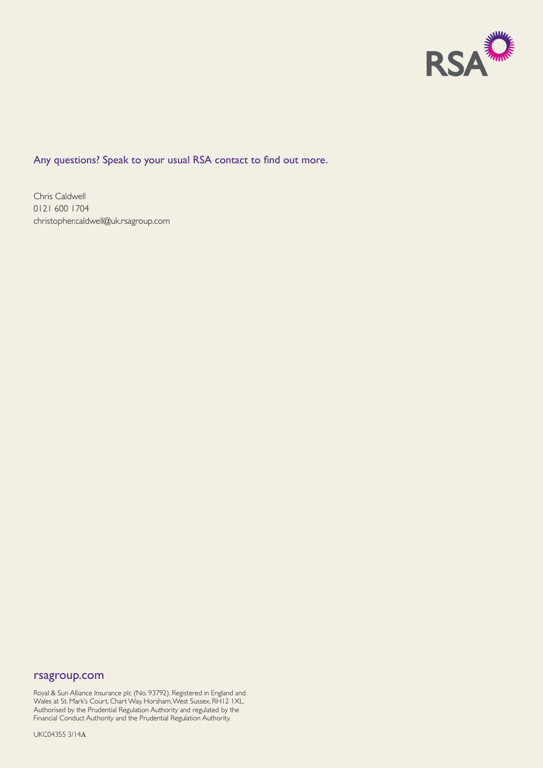Any questions? Speak to your usual RSA contact to find out more.

Chris Caldwell
0121 600 1704
christopher.caldwell@uk.rsagroup.com

rsagroup.com

Royal & Sun Alliance Insurance plc (No. 93792). Registered in England and Wales at St. Mark's Court, Chart Way, Horsham, West Sussex, RH12 1XL. Authorised by the Prudential Regulation Authority and regulated by the Financial Conduct Authority and the Prudential Regulation Authority.

UKC04355 3/14A